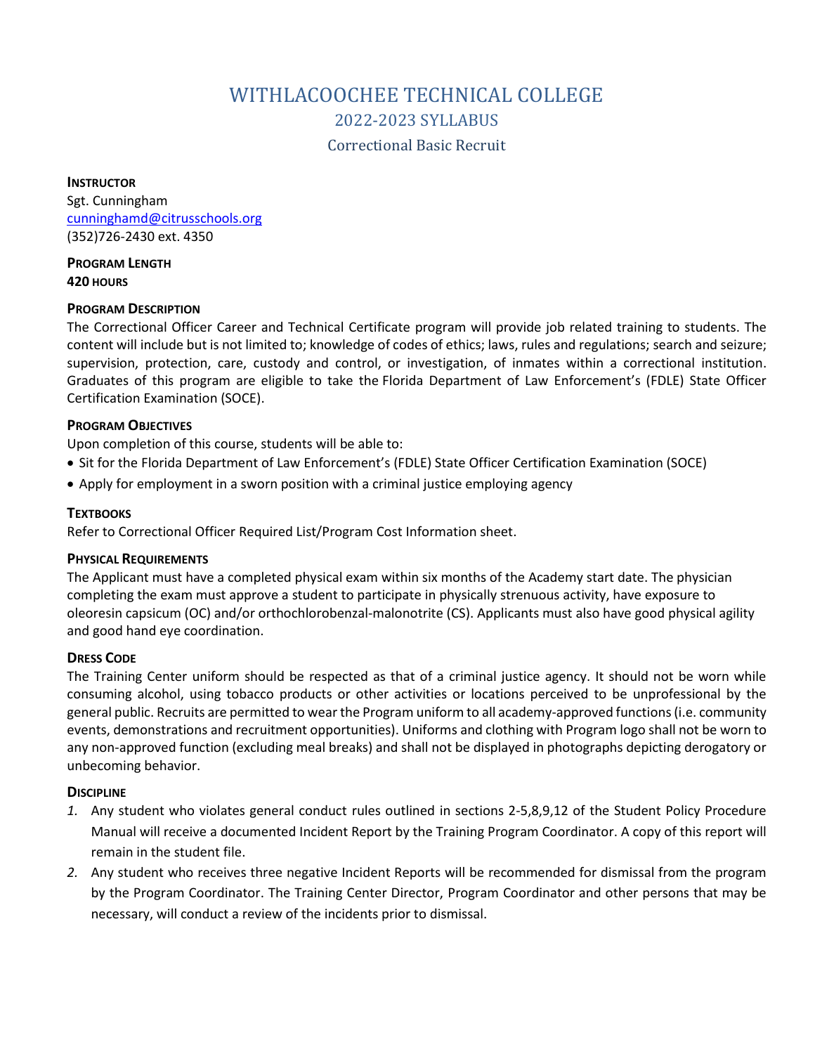# WITHLACOOCHEE TECHNICAL COLLEGE

## 2022-2023 SYLLABUS

### Correctional Basic Recruit

**INSTRUCTOR**
Sgt. Cunningham
cunninghamd@citrusschools.org
(352)726-2430 ext. 4350

**PROGRAM LENGTH**
**420 HOURS**

**PROGRAM DESCRIPTION**
The Correctional Officer Career and Technical Certificate program will provide job related training to students. The content will include but is not limited to; knowledge of codes of ethics; laws, rules and regulations; search and seizure; supervision, protection, care, custody and control, or investigation, of inmates within a correctional institution. Graduates of this program are eligible to take the Florida Department of Law Enforcement's (FDLE) State Officer Certification Examination (SOCE).

**PROGRAM OBJECTIVES**
Upon completion of this course, students will be able to:

- Sit for the Florida Department of Law Enforcement's (FDLE) State Officer Certification Examination (SOCE)
- Apply for employment in a sworn position with a criminal justice employing agency

**TEXTBOOKS**
Refer to Correctional Officer Required List/Program Cost Information sheet.

**PHYSICAL REQUIREMENTS**
The Applicant must have a completed physical exam within six months of the Academy start date. The physician completing the exam must approve a student to participate in physically strenuous activity, have exposure to oleoresin capsicum (OC) and/or orthochlorobenzal-malonotrite (CS). Applicants must also have good physical agility and good hand eye coordination.

**DRESS CODE**
The Training Center uniform should be respected as that of a criminal justice agency. It should not be worn while consuming alcohol, using tobacco products or other activities or locations perceived to be unprofessional by the general public. Recruits are permitted to wear the Program uniform to all academy-approved functions (i.e. community events, demonstrations and recruitment opportunities). Uniforms and clothing with Program logo shall not be worn to any non-approved function (excluding meal breaks) and shall not be displayed in photographs depicting derogatory or unbecoming behavior.

**DISCIPLINE**

1. Any student who violates general conduct rules outlined in sections 2-5,8,9,12 of the Student Policy Procedure Manual will receive a documented Incident Report by the Training Program Coordinator. A copy of this report will remain in the student file.
2. Any student who receives three negative Incident Reports will be recommended for dismissal from the program by the Program Coordinator. The Training Center Director, Program Coordinator and other persons that may be necessary, will conduct a review of the incidents prior to dismissal.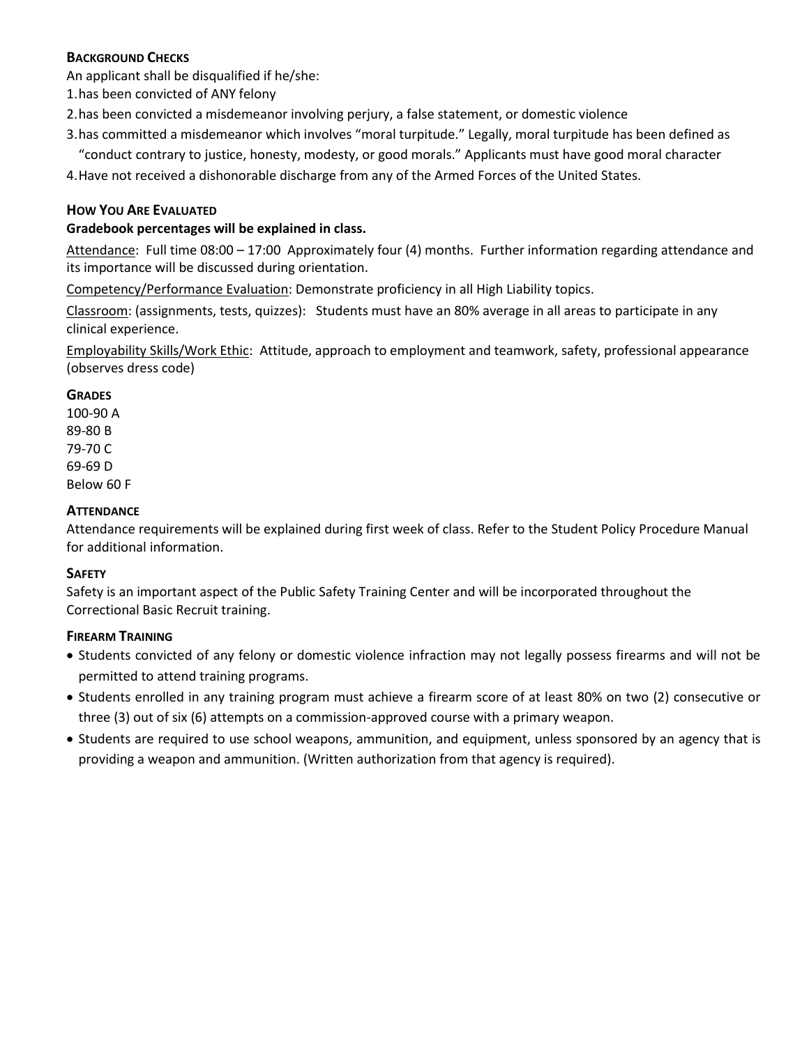### Background Checks

An applicant shall be disqualified if he/she:

1. has been convicted of ANY felony
2. has been convicted a misdemeanor involving perjury, a false statement, or domestic violence
3. has committed a misdemeanor which involves "moral turpitude." Legally, moral turpitude has been defined as "conduct contrary to justice, honesty, modesty, or good morals." Applicants must have good moral character
4. Have not received a dishonorable discharge from any of the Armed Forces of the United States.

### How You Are Evaluated

**Gradebook percentages will be explained in class.**

Attendance: Full time 08:00 – 17:00 Approximately four (4) months. Further information regarding attendance and its importance will be discussed during orientation.

Competency/Performance Evaluation: Demonstrate proficiency in all High Liability topics.

Classroom: (assignments, tests, quizzes): Students must have an 80% average in all areas to participate in any clinical experience.

Employability Skills/Work Ethic: Attitude, approach to employment and teamwork, safety, professional appearance (observes dress code)

### Grades

100-90 A
89-80 B
79-70 C
69-69 D
Below 60 F

### Attendance

Attendance requirements will be explained during first week of class. Refer to the Student Policy Procedure Manual for additional information.

### Safety

Safety is an important aspect of the Public Safety Training Center and will be incorporated throughout the Correctional Basic Recruit training.

### Firearm Training

- Students convicted of any felony or domestic violence infraction may not legally possess firearms and will not be permitted to attend training programs.
- Students enrolled in any training program must achieve a firearm score of at least 80% on two (2) consecutive or three (3) out of six (6) attempts on a commission-approved course with a primary weapon.
- Students are required to use school weapons, ammunition, and equipment, unless sponsored by an agency that is providing a weapon and ammunition. (Written authorization from that agency is required).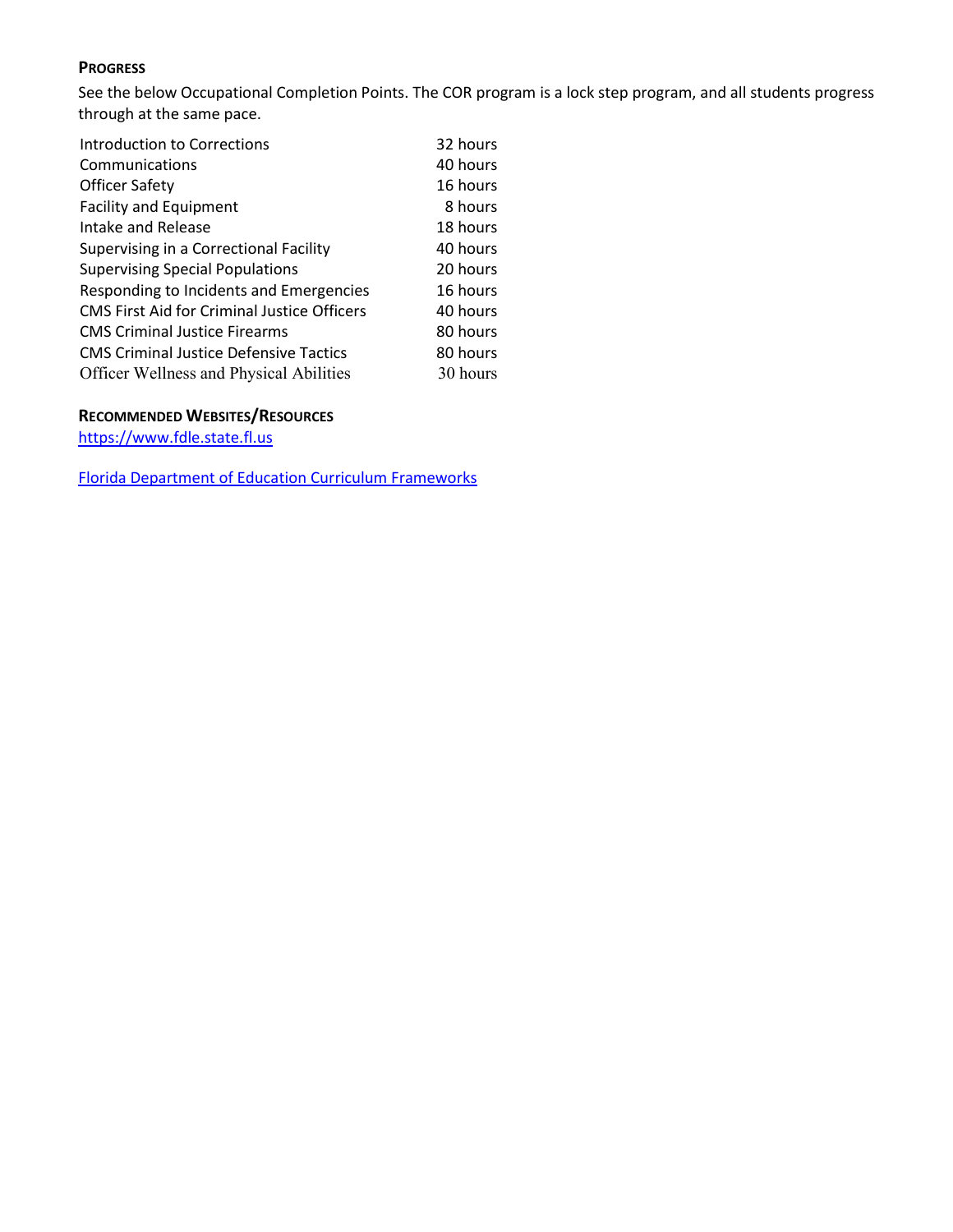**PROGRESS**

See the below Occupational Completion Points. The COR program is a lock step program, and all students progress through at the same pace.

| | |
|---|---|
| Introduction to Corrections | 32 hours |
| Communications | 40 hours |
| Officer Safety | 16 hours |
| Facility and Equipment | 8 hours |
| Intake and Release | 18 hours |
| Supervising in a Correctional Facility | 40 hours |
| Supervising Special Populations | 20 hours |
| Responding to Incidents and Emergencies | 16 hours |
| CMS First Aid for Criminal Justice Officers | 40 hours |
| CMS Criminal Justice Firearms | 80 hours |
| CMS Criminal Justice Defensive Tactics | 80 hours |
| Officer Wellness and Physical Abilities | 30 hours |

**RECOMMENDED WEBSITES/RESOURCES**

https://www.fdle.state.fl.us

Florida Department of Education Curriculum Frameworks